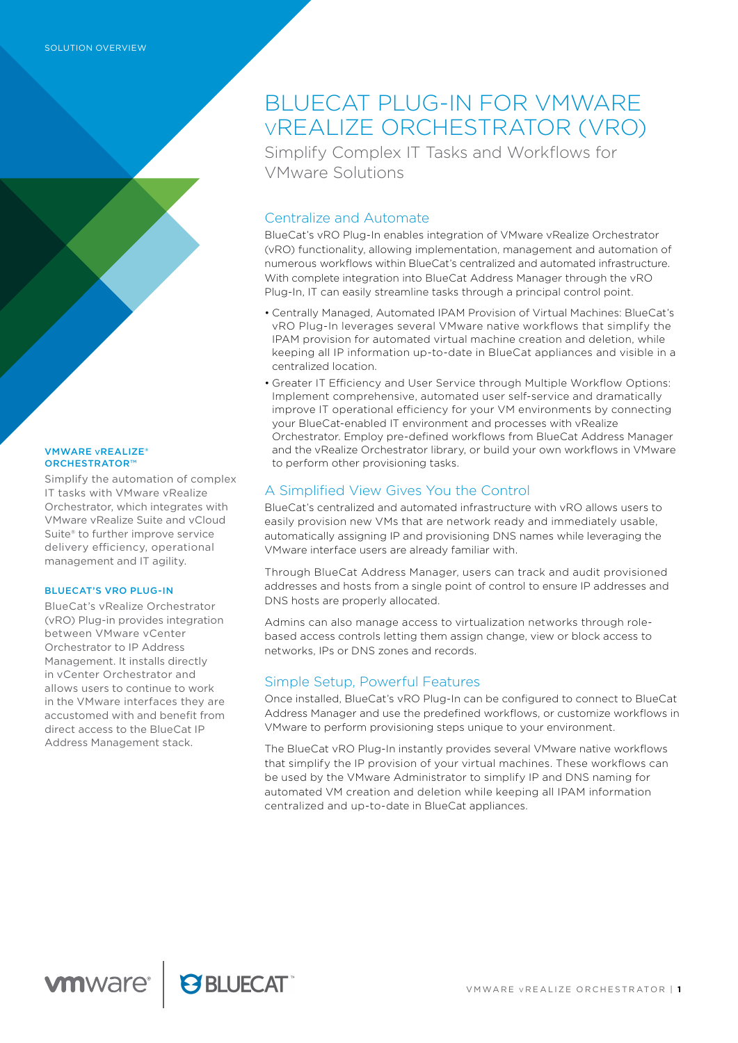SOLUTION OVERVIEW

# BLUECAT PLUG-IN FOR VMWARE vREALIZE ORCHESTRATOR (VRO)

Simplify Complex IT Tasks and Workflows for VMware Solutions

## Centralize and Automate

BlueCat's vRO Plug-In enables integration of VMware vRealize Orchestrator (vRO) functionality, allowing implementation, management and automation of numerous workflows within BlueCat's centralized and automated infrastructure. With complete integration into BlueCat Address Manager through the vRO Plug-In, IT can easily streamline tasks through a principal control point.

- Centrally Managed, Automated IPAM Provision of Virtual Machines: BlueCat's vRO Plug-In leverages several VMware native workflows that simplify the IPAM provision for automated virtual machine creation and deletion, while keeping all IP information up-to-date in BlueCat appliances and visible in a centralized location.
- Greater IT Efficiency and User Service through Multiple Workflow Options: Implement comprehensive, automated user self-service and dramatically improve IT operational efficiency for your VM environments by connecting your BlueCat-enabled IT environment and processes with vRealize Orchestrator. Employ pre-defined workflows from BlueCat Address Manager and the vRealize Orchestrator library, or build your own workflows in VMware to perform other provisioning tasks.

## A Simplified View Gives You the Control

BlueCat's centralized and automated infrastructure with vRO allows users to easily provision new VMs that are network ready and immediately usable, automatically assigning IP and provisioning DNS names while leveraging the VMware interface users are already familiar with.

Through BlueCat Address Manager, users can track and audit provisioned addresses and hosts from a single point of control to ensure IP addresses and DNS hosts are properly allocated.

Admins can also manage access to virtualization networks through role-based access controls letting them assign change, view or block access to networks, IPs or DNS zones and records.

## Simple Setup, Powerful Features

Once installed, BlueCat's vRO Plug-In can be configured to connect to BlueCat Address Manager and use the predefined workflows, or customize workflows in VMware to perform provisioning steps unique to your environment.

The BlueCat vRO Plug-In instantly provides several VMware native workflows that simplify the IP provision of your virtual machines. These workflows can be used by the VMware Administrator to simplify IP and DNS naming for automated VM creation and deletion while keeping all IPAM information centralized and up-to-date in BlueCat appliances.

### VMWARE vREALIZE® ORCHESTRATOR™

Simplify the automation of complex IT tasks with VMware vRealize Orchestrator, which integrates with VMware vRealize Suite and vCloud Suite® to further improve service delivery efficiency, operational management and IT agility.

### BLUECAT'S VRO PLUG-IN

BlueCat's vRealize Orchestrator (vRO) Plug-in provides integration between VMware vCenter Orchestrator to IP Address Management. It installs directly in vCenter Orchestrator and allows users to continue to work in the VMware interfaces they are accustomed with and benefit from direct access to the BlueCat IP Address Management stack.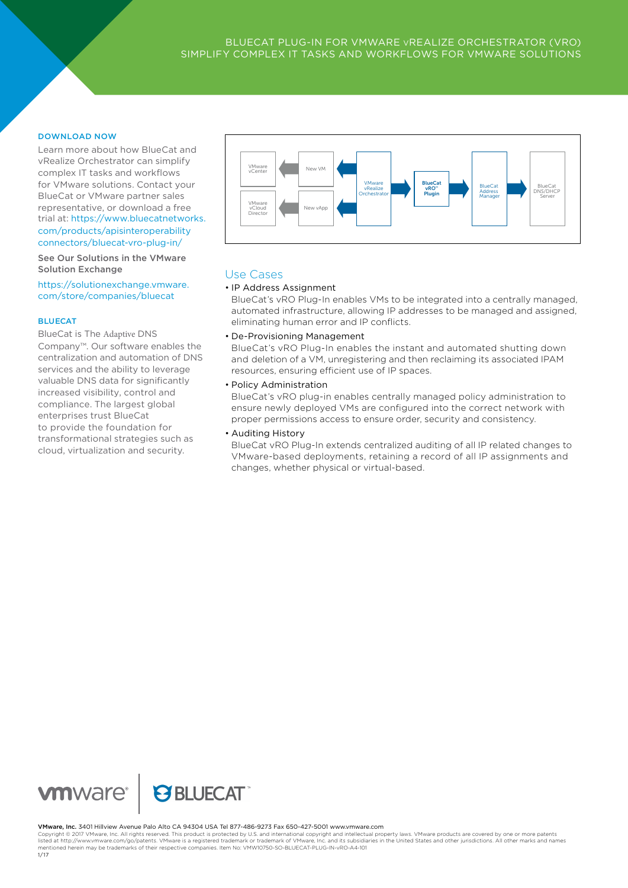BLUECAT PLUG-IN FOR VMWARE vREALIZE ORCHESTRATOR (VRO)
SIMPLIFY COMPLEX IT TASKS AND WORKFLOWS FOR VMWARE SOLUTIONS

### DOWNLOAD NOW

Learn more about how BlueCat and vRealize Orchestrator can simplify complex IT tasks and workflows for VMware solutions. Contact your BlueCat or VMware partner sales representative, or download a free trial at: https://www.bluecatnetworks.com/products/apisinteroperabilityconnectors/bluecat-vro-plug-in/

**See Our Solutions in the VMware Solution Exchange**

https://solutionexchange.vmware.com/store/companies/bluecat

### BLUECAT

BlueCat is The Adaptive DNS Company™. Our software enables the centralization and automation of DNS services and the ability to leverage valuable DNS data for significantly increased visibility, control and compliance. The largest global enterprises trust BlueCat to provide the foundation for transformational strategies such as cloud, virtualization and security.

VMware vCenter
VMware vCloud Director
New VM
New vApp
VMware vRealize Orchestrator
BlueCat vRO™ Plugin
BlueCat Address Manager
BlueCat DNS/DHCP Server

## Use Cases

- IP Address Assignment
  BlueCat's vRO Plug-In enables VMs to be integrated into a centrally managed, automated infrastructure, allowing IP addresses to be managed and assigned, eliminating human error and IP conflicts.
- De-Provisioning Management
  BlueCat's vRO Plug-In enables the instant and automated shutting down and deletion of a VM, unregistering and then reclaiming its associated IPAM resources, ensuring efficient use of IP spaces.
- Policy Administration
  BlueCat's vRO plug-in enables centrally managed policy administration to ensure newly deployed VMs are configured into the correct network with proper permissions access to ensure order, security and consistency.
- Auditing History
  BlueCat vRO Plug-In extends centralized auditing of all IP related changes to VMware-based deployments, retaining a record of all IP assignments and changes, whether physical or virtual-based.

**VMware, Inc.** 3401 Hillview Avenue Palo Alto CA 94304 USA Tel 877-486-9273 Fax 650-427-5001 www.vmware.com
Copyright © 2017 VMware, Inc. All rights reserved. This product is protected by U.S. and international copyright and intellectual property laws. VMware products are covered by one or more patents listed at http://www.vmware.com/go/patents. VMware is a registered trademark or trademark of VMware, Inc. and its subsidiaries in the United States and other jurisdictions. All other marks and names mentioned herein may be trademarks of their respective companies. Item No: VMW10750-SO-BLUECAT-PLUG-IN-vRO-A4-101
1/17